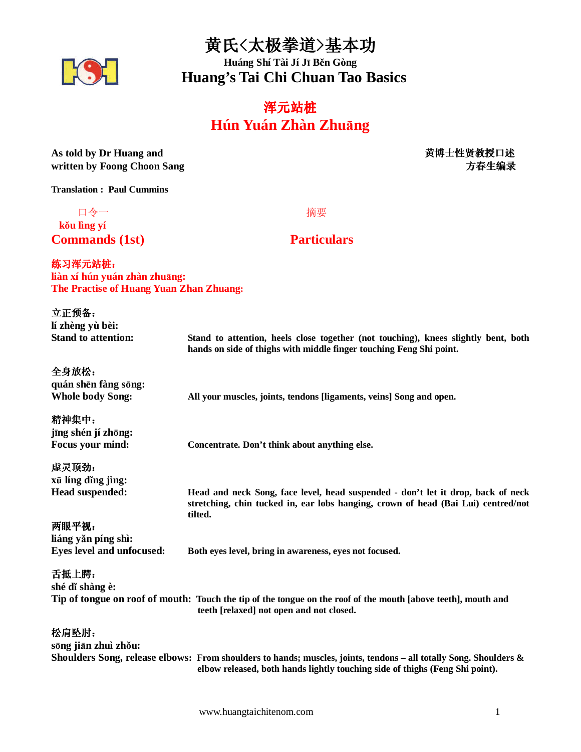# 黄氏<太极拳道>基本功

**Huáng Shí Tài Jí Jī Běn Gòng**

## Huang's Tai Chi Chuan Tao Basics

## 浑元站桩
## Hún Yuán Zhàn Zhuāng

**As told by Dr Huang and**
**written by Foong Choon Sang**

**黄博士性贤教授口述**
**方春生编录**

**Translation : Paul Cummins**

| 口令一<br>kǒu lìng yí<br>**Commands (1st)** | 摘要<br>**Particulars** |
|---|---|

**练习浑元站桩：**
**liàn xí hún yuán zhàn zhuāng:**
**The Practise of Huang Yuan Zhan Zhuang:**

| Commands | Particulars |
|---|---|
| **立正预备：**<br>**lí zhèng yù bèi:**<br>**Stand to attention:** | **Stand to attention, heels close together (not touching), knees slightly bent, both hands on side of thighs with middle finger touching Feng Shi point.** |
| **全身放松：**<br>**quán shēn fàng sōng:**<br>**Whole body Song:** | **All your muscles, joints, tendons [ligaments, veins] Song and open.** |
| **精神集中：**<br>**jīng shén jí zhōng:**<br>**Focus your mind:** | **Concentrate. Don't think about anything else.** |
| **虚灵顶劲：**<br>**xū líng dǐng jìng:**<br>**Head suspended:** | **Head and neck Song, face level, head suspended - don't let it drop, back of neck stretching, chin tucked in, ear lobs hanging, crown of head (Bai Lui) centred/not tilted.** |
| **两眼平视：**<br>**liáng yǎn píng shì:**<br>**Eyes level and unfocused:** | **Both eyes level, bring in awareness, eyes not focused.** |
| **舌抵上腭：**<br>**shé dǐ shàng è:**<br>**Tip of tongue on roof of mouth:** | **Touch the tip of the tongue on the roof of the mouth [above teeth], mouth and teeth [relaxed] not open and not closed.** |
| **松肩坠肘：**<br>**sōng jiān zhuì zhǒu:**<br>**Shoulders Song, release elbows:** | **From shoulders to hands; muscles, joints, tendons – all totally Song. Shoulders & elbow released, both hands lightly touching side of thighs (Feng Shi point).** |

www.huangtaichitenom.com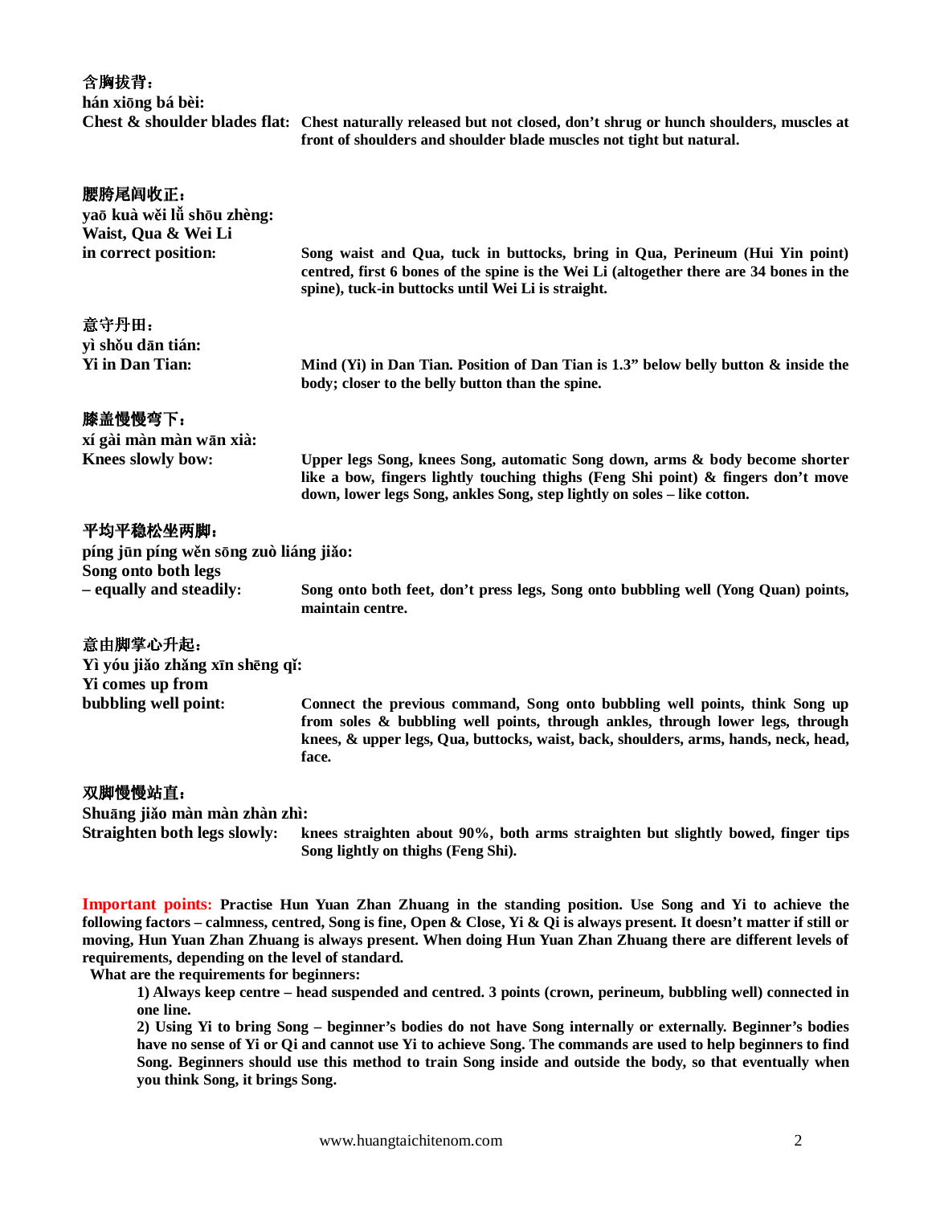**含胸拔背：**
**hán xiōng bá bèi:**
**Chest & shoulder blades flat:** **Chest naturally released but not closed, don't shrug or hunch shoulders, muscles at front of shoulders and shoulder blade muscles not tight but natural.**

**腰胯尾闾收正：**
**yaō kuà wěi lǚ shōu zhèng:**
**Waist, Qua & Wei Li in correct position:** **Song waist and Qua, tuck in buttocks, bring in Qua, Perineum (Hui Yin point) centred, first 6 bones of the spine is the Wei Li (altogether there are 34 bones in the spine), tuck-in buttocks until Wei Li is straight.**

**意守丹田：**
**yì shǒu dān tián:**
**Yi in Dan Tian:** **Mind (Yi) in Dan Tian. Position of Dan Tian is 1.3" below belly button & inside the body; closer to the belly button than the spine.**

**膝盖慢慢弯下：**
**xí gài màn màn wān xià:**
**Knees slowly bow:** **Upper legs Song, knees Song, automatic Song down, arms & body become shorter like a bow, fingers lightly touching thighs (Feng Shi point) & fingers don't move down, lower legs Song, ankles Song, step lightly on soles – like cotton.**

**平均平稳松坐两脚：**
**píng jūn píng wěn sōng zuò liáng jiǎo:**
**Song onto both legs – equally and steadily:** **Song onto both feet, don't press legs, Song onto bubbling well (Yong Quan) points, maintain centre.**

**意由脚掌心升起：**
**Yì yóu jiǎo zhǎng xīn shēng qǐ:**
**Yi comes up from bubbling well point:** **Connect the previous command, Song onto bubbling well points, think Song up from soles & bubbling well points, through ankles, through lower legs, through knees, & upper legs, Qua, buttocks, waist, back, shoulders, arms, hands, neck, head, face.**

**双脚慢慢站直：**
**Shuāng jiǎo màn màn zhàn zhì:**
**Straighten both legs slowly:** **knees straighten about 90%, both arms straighten but slightly bowed, finger tips Song lightly on thighs (Feng Shi).**

**Important points: Practise Hun Yuan Zhan Zhuang in the standing position. Use Song and Yi to achieve the following factors – calmness, centred, Song is fine, Open & Close, Yi & Qi is always present. It doesn't matter if still or moving, Hun Yuan Zhan Zhuang is always present. When doing Hun Yuan Zhan Zhuang there are different levels of requirements, depending on the level of standard.**

**What are the requirements for beginners:**

**1) Always keep centre – head suspended and centred. 3 points (crown, perineum, bubbling well) connected in one line.**

**2) Using Yi to bring Song – beginner's bodies do not have Song internally or externally. Beginner's bodies have no sense of Yi or Qi and cannot use Yi to achieve Song. The commands are used to help beginners to find Song. Beginners should use this method to train Song inside and outside the body, so that eventually when you think Song, it brings Song.**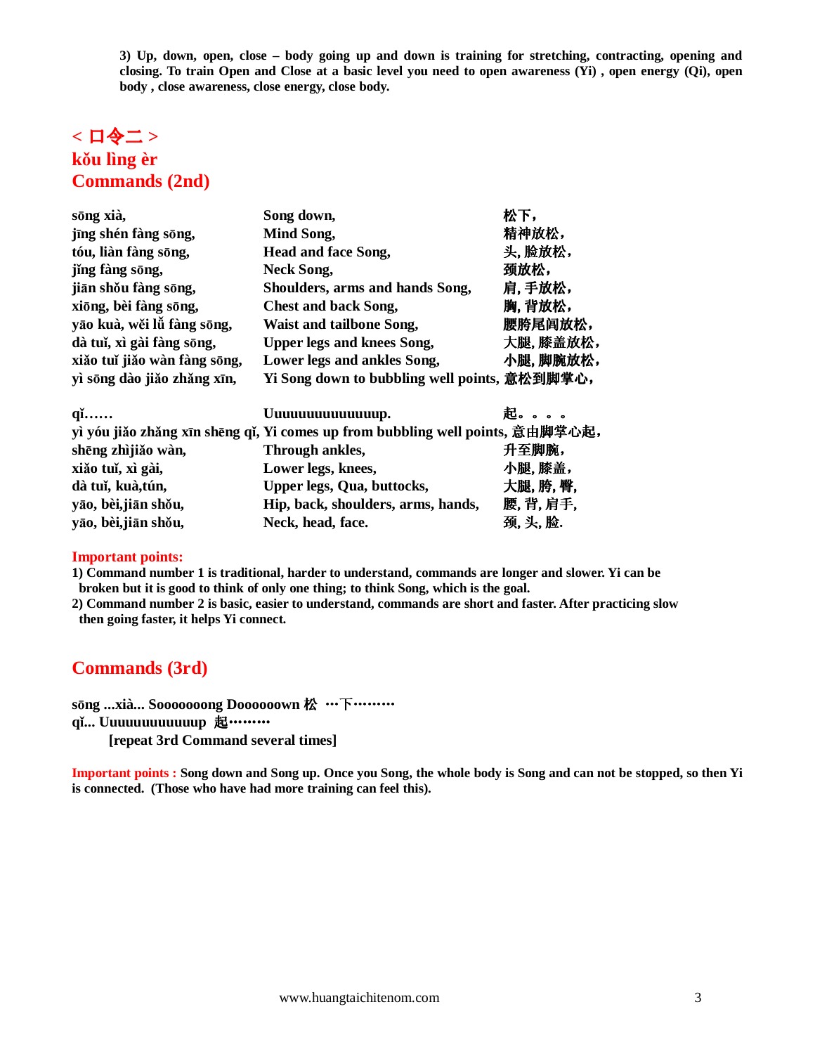**3) Up, down, open, close – body going up and down is training for stretching, contracting, opening and closing. To train Open and Close at a basic level you need to open awareness (Yi) , open energy (Qi), open body , close awareness, close energy, close body.**

## < 口令二 >
## kǒu lìng èr
## Commands (2nd)

| | | |
|---|---|---|
| **sōng xià,** | **Song down,** | **松下,** |
| **jīng shén fàng sōng,** | **Mind Song,** | **精神放松,** |
| **tóu, liàn fàng sōng,** | **Head and face Song,** | **头, 脸放松,** |
| **jǐng fàng sōng,** | **Neck Song,** | **颈放松,** |
| **jiān shǒu fàng sōng,** | **Shoulders, arms and hands Song,** | **肩, 手放松,** |
| **xiōng, bèi fàng sōng,** | **Chest and back Song,** | **胸, 背放松,** |
| **yāo kuà, wěi lǚ fàng sōng,** | **Waist and tailbone Song,** | **腰胯尾闾放松,** |
| **dà tuǐ, xì gài fàng sōng,** | **Upper legs and knees Song,** | **大腿, 膝盖放松,** |
| **xiǎo tuǐ jiǎo wàn fàng sōng,** | **Lower legs and ankles Song,** | **小腿, 脚腕放松,** |
| **yì sōng dào jiǎo zhǎng xīn,** | **Yi Song down to bubbling well points,** | **意松到脚掌心,** |

| | | |
|---|---|---|
| **qǐ……** | **Uuuuuuuuuuuuuup.** | **起。。。。** |
| **yì yóu jiǎo zhǎng xīn shēng qǐ,** | **Yi comes up from bubbling well points,** | **意由脚掌心起,** |
| **shēng zhìjiǎo wàn,** | **Through ankles,** | **升至脚腕,** |
| **xiǎo tuǐ, xì gài,** | **Lower legs, knees,** | **小腿, 膝盖,** |
| **dà tuǐ, kuà,tún,** | **Upper legs, Qua, buttocks,** | **大腿, 胯, 臀,** |
| **yāo, bèi,jiān shǒu,** | **Hip, back, shoulders, arms, hands,** | **腰, 背, 肩手,** |
| **yāo, bèi,jiān shǒu,** | **Neck, head, face.** | **颈, 头, 脸.** |

**Important points:**

**1) Command number 1 is traditional, harder to understand, commands are longer and slower. Yi can be broken but it is good to think of only one thing; to think Song, which is the goal.**

**2) Command number 2 is basic, easier to understand, commands are short and faster. After practicing slow then going faster, it helps Yi connect.**

## Commands (3rd)

**sōng ...xià... Soooooooong Doooooown 松 …下………**

**qǐ... Uuuuuuuuuuuup 起………**

**[repeat 3rd Command several times]**

**Important points : Song down and Song up. Once you Song, the whole body is Song and can not be stopped, so then Yi is connected. (Those who have had more training can feel this).**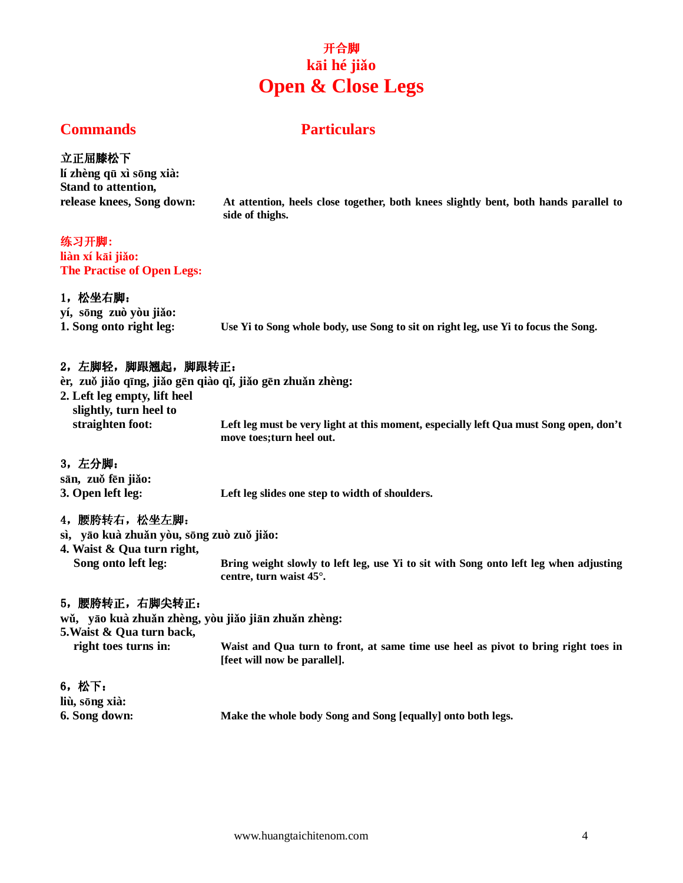# 开合脚
# kāi hé jiǎo
# Open & Close Legs

| Commands | Particulars |
|---|---|
| **立正屈膝松下**<br>**lí zhèng qū xì sōng xià:**<br>**Stand to attention, release knees, Song down:** | **At attention, heels close together, both knees slightly bent, both hands parallel to side of thighs.** |

## 练习开脚:
## liàn xí kāi jiǎo:
## The Practise of Open Legs:

| Commands | Particulars |
|---|---|
| **1，松坐右脚：**<br>**yí, sōng zuò yòu jiǎo:**<br>**1. Song onto right leg:** | **Use Yi to Song whole body, use Song to sit on right leg, use Yi to focus the Song.** |
| **2，左脚轻，脚跟翘起，脚跟转正：**<br>**èr, zuǒ jiǎo qīng, jiǎo gēn qiào qǐ, jiǎo gēn zhuǎn zhèng:**<br>**2. Left leg empty, lift heel slightly, turn heel to straighten foot:** | **Left leg must be very light at this moment, especially left Qua must Song open, don't move toes;turn heel out.** |
| **3，左分脚：**<br>**sān, zuǒ fēn jiǎo:**<br>**3. Open left leg:** | **Left leg slides one step to width of shoulders.** |
| **4，腰胯转右，松坐左脚：**<br>**sì, yāo kuà zhuǎn yòu, sōng zuò zuǒ jiǎo:**<br>**4. Waist & Qua turn right, Song onto left leg:** | **Bring weight slowly to left leg, use Yi to sit with Song onto left leg when adjusting centre, turn waist 45°.** |
| **5，腰胯转正，右脚尖转正：**<br>**wǔ, yāo kuà zhuǎn zhèng, yòu jiǎo jiān zhuǎn zhèng:**<br>**5.Waist & Qua turn back, right toes turns in:** | **Waist and Qua turn to front, at same time use heel as pivot to bring right toes in [feet will now be parallel].** |
| **6，松下：**<br>**liù, sōng xià:**<br>**6. Song down:** | **Make the whole body Song and Song [equally] onto both legs.** |

www.huangtaichitenom.com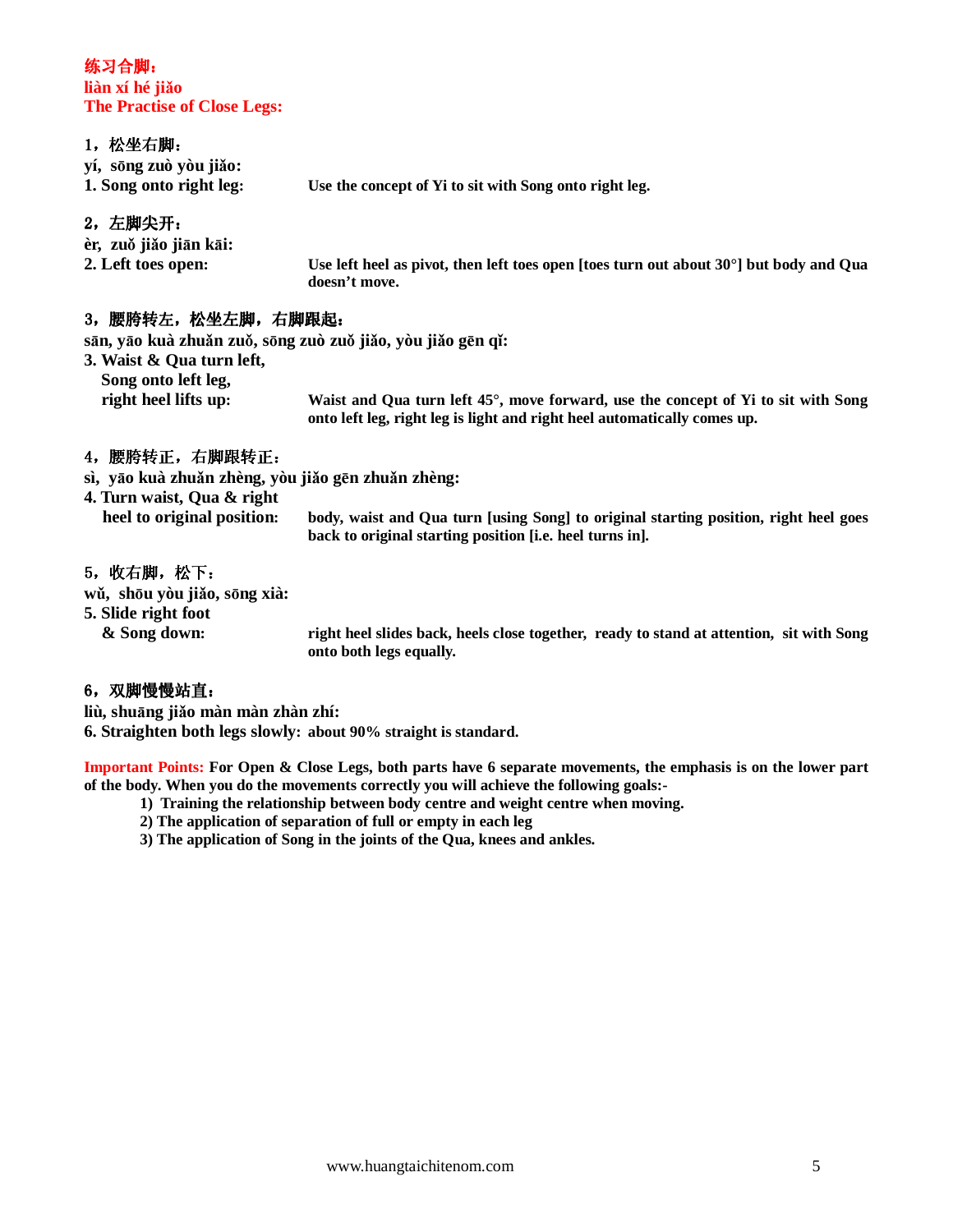**练习合脚：**
**liàn xí hé jiǎo**
**The Practise of Close Legs:**

**1，松坐右脚：**
**yí, sōng zuò yòu jiǎo:**
**1. Song onto right leg:** Use the concept of Yi to sit with Song onto right leg.

**2，左脚尖开：**
**èr, zuǒ jiǎo jiān kāi:**
**2. Left toes open:** Use left heel as pivot, then left toes open [toes turn out about 30°] but body and Qua doesn't move.

**3，腰胯转左，松坐左脚，右脚跟起：**
**sān, yāo kuà zhuǎn zuǒ, sōng zuò zuǒ jiǎo, yòu jiǎo gēn qǐ:**
**3. Waist & Qua turn left, Song onto left leg, right heel lifts up:** Waist and Qua turn left 45°, move forward, use the concept of Yi to sit with Song onto left leg, right leg is light and right heel automatically comes up.

**4，腰胯转正，右脚跟转正：**
**sì, yāo kuà zhuǎn zhèng, yòu jiǎo gēn zhuǎn zhèng:**
**4. Turn waist, Qua & right heel to original position:** body, waist and Qua turn [using Song] to original starting position, right heel goes back to original starting position [i.e. heel turns in].

**5，收右脚，松下：**
**wǔ, shōu yòu jiǎo, sōng xià:**
**5. Slide right foot & Song down:** right heel slides back, heels close together, ready to stand at attention, sit with Song onto both legs equally.

**6，双脚慢慢站直：**
**liù, shuāng jiǎo màn màn zhàn zhí:**
**6. Straighten both legs slowly:** about 90% straight is standard.

**Important Points:** For Open & Close Legs, both parts have 6 separate movements, the emphasis is on the lower part of the body. When you do the movements correctly you will achieve the following goals:-

1) Training the relationship between body centre and weight centre when moving.
2) The application of separation of full or empty in each leg
3) The application of Song in the joints of the Qua, knees and ankles.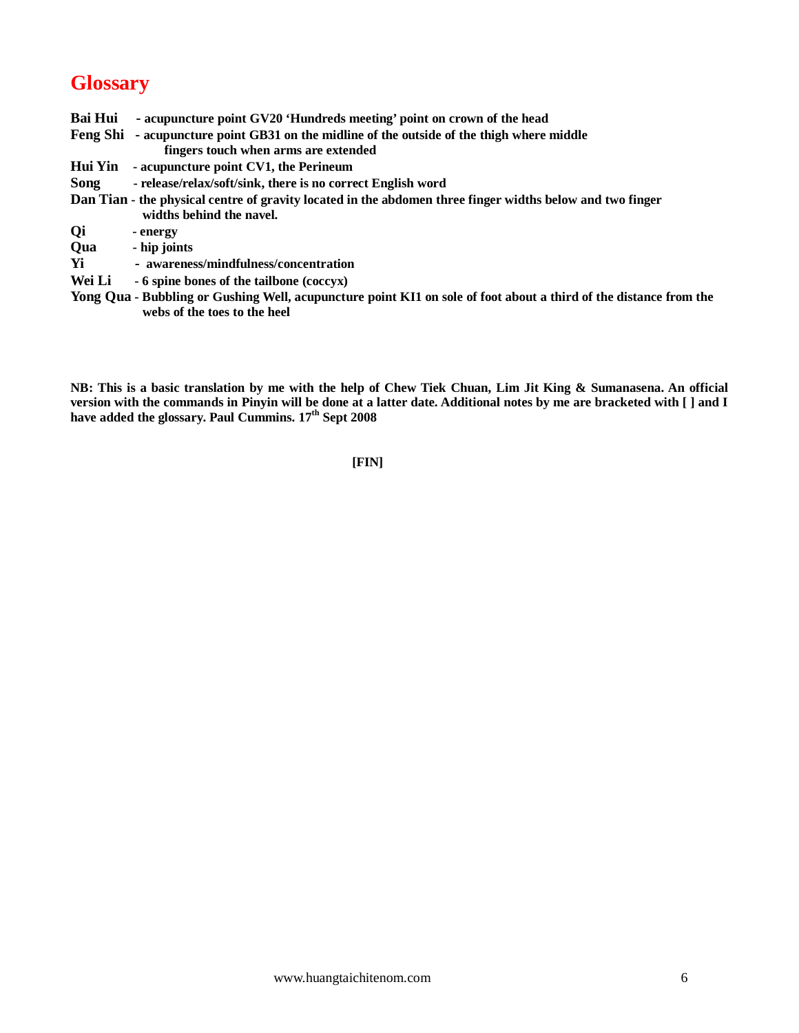# Glossary

**Bai Hui** - **acupuncture point GV20 'Hundreds meeting' point on crown of the head**
**Feng Shi** - **acupuncture point GB31 on the midline of the outside of the thigh where middle fingers touch when arms are extended**
**Hui Yin** - **acupuncture point CV1, the Perineum**
**Song** - **release/relax/soft/sink, there is no correct English word**
**Dan Tian** - **the physical centre of gravity located in the abdomen three finger widths below and two finger widths behind the navel.**
**Qi** - **energy**
**Qua** - **hip joints**
**Yi** - **awareness/mindfulness/concentration**
**Wei Li** - **6 spine bones of the tailbone (coccyx)**
**Yong Qua** - **Bubbling or Gushing Well, acupuncture point KI1 on sole of foot about a third of the distance from the webs of the toes to the heel**

**NB: This is a basic translation by me with the help of Chew Tiek Chuan, Lim Jit King & Sumanasena. An official version with the commands in Pinyin will be done at a latter date. Additional notes by me are bracketed with [ ] and I have added the glossary. Paul Cummins. 17th Sept 2008**

**[FIN]**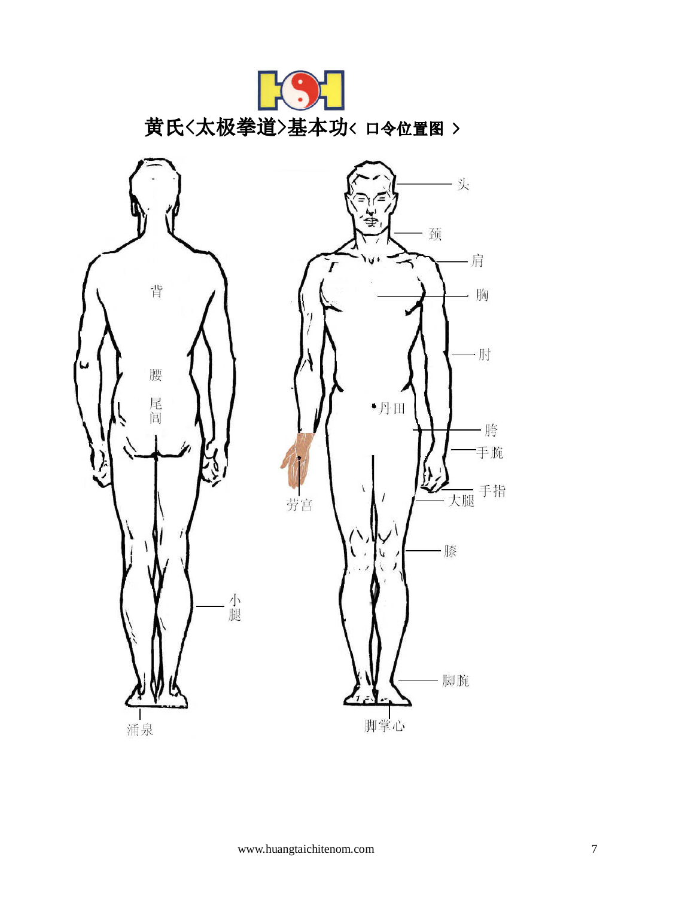# 黄氏<太极拳道>基本功< 口令位置图 >

背

腰

尾闾

小腿

涌泉

头

颈

肩

胸

肘

丹田

胯

手腕

劳宫

手指

大腿

膝

脚腕

脚掌心

www.huangtaichitenom.com